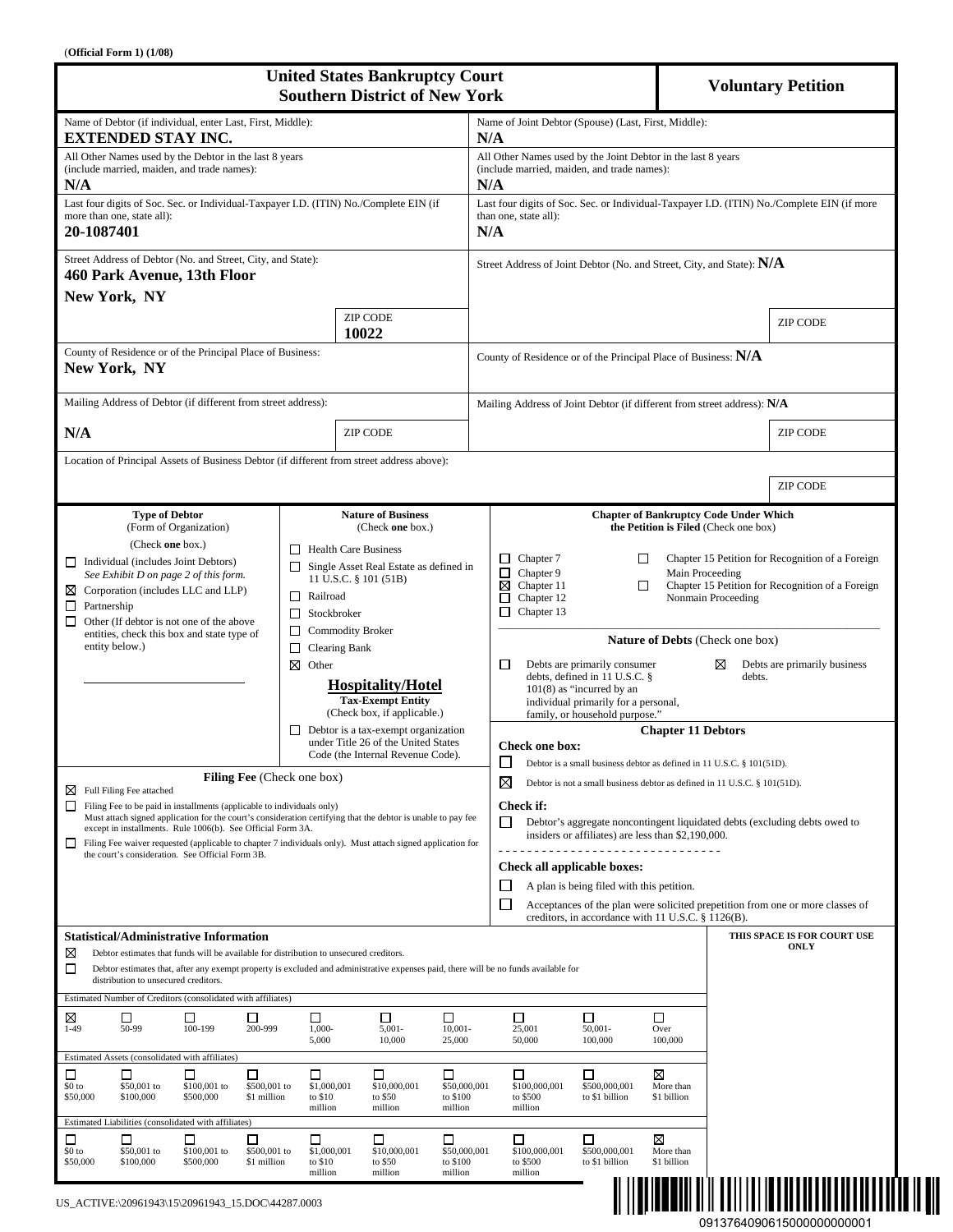(**Official Form 1) (1/08)**

# United States Bankruptcy Court
## Southern District of New York

# Voluntary Petition

| Debtor | Joint Debtor |
|---|---|
| Name of Debtor (if individual, enter Last, First, Middle): **EXTENDED STAY INC.** | Name of Joint Debtor (Spouse) (Last, First, Middle): **N/A** |
| All Other Names used by the Debtor in the last 8 years (include married, maiden, and trade names): **N/A** | All Other Names used by the Joint Debtor in the last 8 years (include married, maiden, and trade names): **N/A** |
| Last four digits of Soc. Sec. or Individual-Taxpayer I.D. (ITIN) No./Complete EIN (if more than one, state all): **20-1087401** | Last four digits of Soc. Sec. or Individual-Taxpayer I.D. (ITIN) No./Complete EIN (if more than one, state all): **N/A** |
| Street Address of Debtor (No. and Street, City, and State): **460 Park Avenue, 13th Floor New York, NY** ZIP CODE **10022** | Street Address of Joint Debtor (No. and Street, City, and State): **N/A** ZIP CODE |
| County of Residence or of the Principal Place of Business: **New York, NY** | County of Residence or of the Principal Place of Business: **N/A** |
| Mailing Address of Debtor (if different from street address): **N/A** ZIP CODE | Mailing Address of Joint Debtor (if different from street address): **N/A** ZIP CODE |

Location of Principal Assets of Business Debtor (if different from street address above):

ZIP CODE

**Type of Debtor** (Form of Organization) (Check **one** box.)

- ☐ Individual (includes Joint Debtors) *See Exhibit D on page 2 of this form.*
- ☒ Corporation (includes LLC and LLP)
- ☐ Partnership
- ☐ Other (If debtor is not one of the above entities, check this box and state type of entity below.)

**Nature of Business** (Check **one** box.)

- ☐ Health Care Business
- ☐ Single Asset Real Estate as defined in 11 U.S.C. § 101 (51B)
- ☐ Railroad
- ☐ Stockbroker
- ☐ Commodity Broker
- ☐ Clearing Bank
- ☒ Other **Hospitality/Hotel**

**Tax-Exempt Entity** (Check box, if applicable.)

- ☐ Debtor is a tax-exempt organization under Title 26 of the United States Code (the Internal Revenue Code).

**Chapter of Bankruptcy Code Under Which the Petition is Filed** (Check one box)

- ☐ Chapter 7
- ☐ Chapter 9
- ☒ Chapter 11
- ☐ Chapter 12
- ☐ Chapter 13
- ☐ Chapter 15 Petition for Recognition of a Foreign Main Proceeding
- ☐ Chapter 15 Petition for Recognition of a Foreign Nonmain Proceeding

**Nature of Debts** (Check one box)

- ☐ Debts are primarily consumer debts, defined in 11 U.S.C. § 101(8) as "incurred by an individual primarily for a personal, family, or household purpose."
- ☒ Debts are primarily business debts.

**Filing Fee** (Check one box)

- ☒ Full Filing Fee attached
- ☐ Filing Fee to be paid in installments (applicable to individuals only) Must attach signed application for the court's consideration certifying that the debtor is unable to pay fee except in installments. Rule 1006(b). See Official Form 3A.
- ☐ Filing Fee waiver requested (applicable to chapter 7 individuals only). Must attach signed application for the court's consideration. See Official Form 3B.

**Chapter 11 Debtors**

**Check one box:**

- ☐ Debtor is a small business debtor as defined in 11 U.S.C. § 101(51D).
- ☒ Debtor is not a small business debtor as defined in 11 U.S.C. § 101(51D).

**Check if:**

- ☐ Debtor's aggregate noncontingent liquidated debts (excluding debts owed to insiders or affiliates) are less than $2,190,000.

**Check all applicable boxes:**

- ☐ A plan is being filed with this petition.
- ☐ Acceptances of the plan were solicited prepetition from one or more classes of creditors, in accordance with 11 U.S.C. § 1126(B).

**Statistical/Administrative Information**

- ☒ Debtor estimates that funds will be available for distribution to unsecured creditors.
- ☐ Debtor estimates that, after any exempt property is excluded and administrative expenses paid, there will be no funds available for distribution to unsecured creditors.

**THIS SPACE IS FOR COURT USE ONLY**

Estimated Number of Creditors (consolidated with affiliates)

| ☒ | ☐ | ☐ | ☐ | ☐ | ☐ | ☐ | ☐ | ☐ | ☐ |
|---|---|---|---|---|---|---|---|---|---|
| 1-49 | 50-99 | 100-199 | 200-999 | 1,000-5,000 | 5,001-10,000 | 10,001-25,000 | 25,001 50,000 | 50,001-100,000 | Over 100,000 |

Estimated Assets (consolidated with affiliates)

| ☐ | ☐ | ☐ | ☐ | ☐ | ☐ | ☐ | ☐ | ☐ | ☒ |
|---|---|---|---|---|---|---|---|---|---|
| $0 to $50,000 | $50,001 to $100,000 | $100,001 to $500,000 | $500,001 to $1 million | $1,000,001 to $10 million | $10,000,001 to $50 million | $50,000,001 to $100 million | $100,000,001 to $500 million | $500,000,001 to $1 billion | More than $1 billion |

Estimated Liabilities (consolidated with affiliates)

| ☐ | ☐ | ☐ | ☐ | ☐ | ☐ | ☐ | ☐ | ☐ | ☒ |
|---|---|---|---|---|---|---|---|---|---|
| $0 to $50,000 | $50,001 to $100,000 | $100,001 to $500,000 | $500,001 to $1 million | $1,000,001 to $10 million | $10,000,001 to $50 million | $50,000,001 to $100 million | $100,000,001 to $500 million | $500,000,001 to $1 billion | More than $1 billion |

US_ACTIVE:\20961943\15\20961943_15.DOC\44287.0003

0913764090615000000000001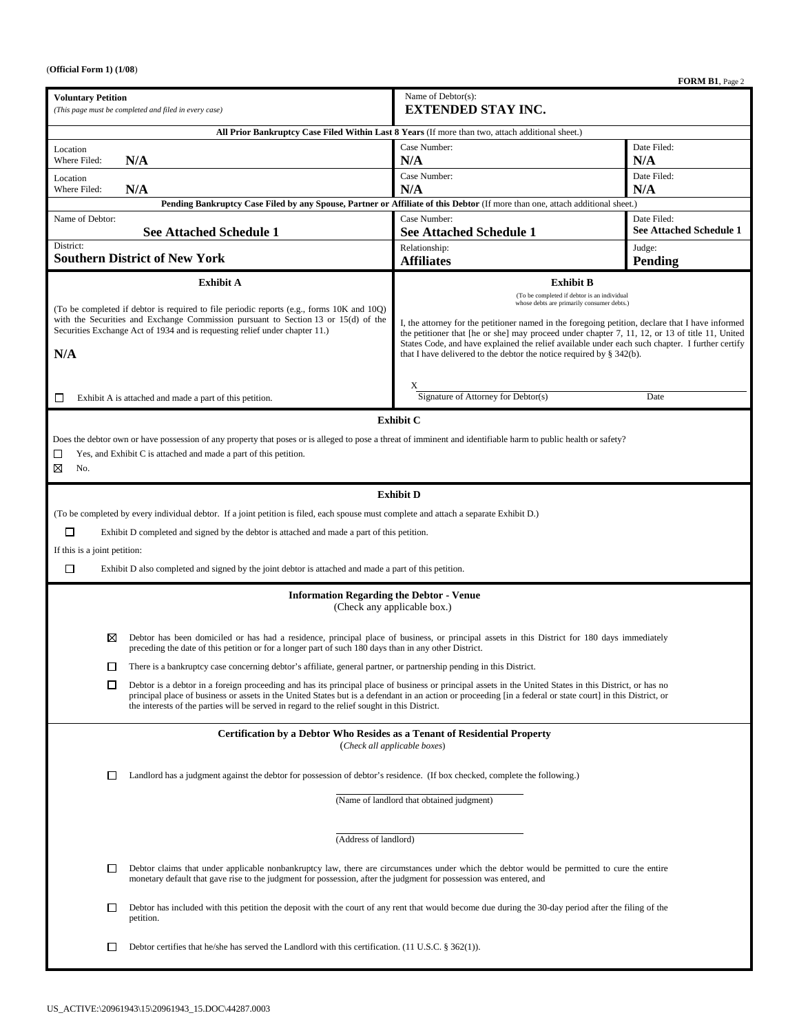(**Official Form 1) (1/08**)

**FORM B1**, Page 2

| **Voluntary Petition** *(This page must be completed and filed in every case)* | Name of Debtor(s): **EXTENDED STAY INC.** | |
|---|---|---|
| **All Prior Bankruptcy Case Filed Within Last 8 Years** (If more than two, attach additional sheet.) | | |
| Location Where Filed: **N/A** | Case Number: **N/A** | Date Filed: **N/A** |
| Location Where Filed: **N/A** | Case Number: **N/A** | Date Filed: **N/A** |
| **Pending Bankruptcy Case Filed by any Spouse, Partner or Affiliate of this Debtor** (If more than one, attach additional sheet.) | | |
| Name of Debtor: **See Attached Schedule 1** | Case Number: **See Attached Schedule 1** | Date Filed: **See Attached Schedule 1** |
| District: **Southern District of New York** | Relationship: **Affiliates** | Judge: **Pending** |

**Exhibit A**

(To be completed if debtor is required to file periodic reports (e.g., forms 10K and 10Q) with the Securities and Exchange Commission pursuant to Section 13 or 15(d) of the Securities Exchange Act of 1934 and is requesting relief under chapter 11.)

**N/A**

☐ Exhibit A is attached and made a part of this petition.

**Exhibit B**

(To be completed if debtor is an individual whose debts are primarily consumer debts.)

I, the attorney for the petitioner named in the foregoing petition, declare that I have informed the petitioner that [he or she] may proceed under chapter 7, 11, 12, or 13 of title 11, United States Code, and have explained the relief available under each such chapter. I further certify that I have delivered to the debtor the notice required by § 342(b).

X ______________________________
Signature of Attorney for Debtor(s) Date

**Exhibit C**

Does the debtor own or have possession of any property that poses or is alleged to pose a threat of imminent and identifiable harm to public health or safety?

☐ Yes, and Exhibit C is attached and made a part of this petition.

☒ No.

**Exhibit D**

(To be completed by every individual debtor. If a joint petition is filed, each spouse must complete and attach a separate Exhibit D.)

☐ Exhibit D completed and signed by the debtor is attached and made a part of this petition.

If this is a joint petition:

☐ Exhibit D also completed and signed by the joint debtor is attached and made a part of this petition.

**Information Regarding the Debtor - Venue**
(Check any applicable box.)

☒ Debtor has been domiciled or has had a residence, principal place of business, or principal assets in this District for 180 days immediately preceding the date of this petition or for a longer part of such 180 days than in any other District.

☐ There is a bankruptcy case concerning debtor's affiliate, general partner, or partnership pending in this District.

☐ Debtor is a debtor in a foreign proceeding and has its principal place of business or principal assets in the United States in this District, or has no principal place of business or assets in the United States but is a defendant in an action or proceeding [in a federal or state court] in this District, or the interests of the parties will be served in regard to the relief sought in this District.

**Certification by a Debtor Who Resides as a Tenant of Residential Property**
(*Check all applicable boxes*)

☐ Landlord has a judgment against the debtor for possession of debtor's residence. (If box checked, complete the following.)

______________________________
(Name of landlord that obtained judgment)

______________________________
(Address of landlord)

☐ Debtor claims that under applicable nonbankruptcy law, there are circumstances under which the debtor would be permitted to cure the entire monetary default that gave rise to the judgment for possession, after the judgment for possession was entered, and

☐ Debtor has included with this petition the deposit with the court of any rent that would become due during the 30-day period after the filing of the petition.

☐ Debtor certifies that he/she has served the Landlord with this certification. (11 U.S.C. § 362(1)).

US_ACTIVE:\20961943\15\20961943_15.DOC\44287.0003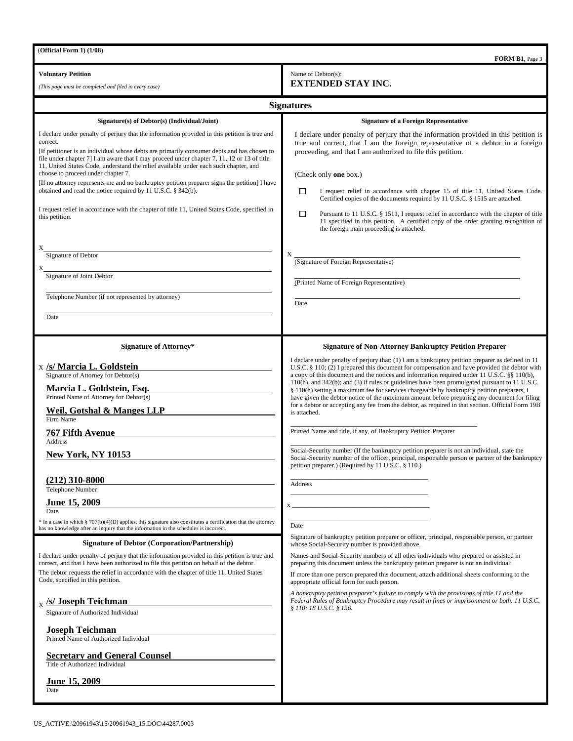(**Official Form 1) (1/08**)

**FORM B1**, Page 3

**Voluntary Petition**

*(This page must be completed and filed in every case)*

Name of Debtor(s):
**EXTENDED STAY INC.**

## Signatures

### Signature(s) of Debtor(s) (Individual/Joint)

I declare under penalty of perjury that the information provided in this petition is true and correct.

[If petitioner is an individual whose debts are primarily consumer debts and has chosen to file under chapter 7] I am aware that I may proceed under chapter 7, 11, 12 or 13 of title 11, United States Code, understand the relief available under each such chapter, and choose to proceed under chapter 7.

[If no attorney represents me and no bankruptcy petition preparer signs the petition] I have obtained and read the notice required by 11 U.S.C. § 342(b).

I request relief in accordance with the chapter of title 11, United States Code, specified in this petition.

X ______________________________
Signature of Debtor

X ______________________________
Signature of Joint Debtor

______________________________
Telephone Number (if not represented by attorney)

______________________________
Date

### Signature of a Foreign Representative

I declare under penalty of perjury that the information provided in this petition is true and correct, that I am the foreign representative of a debtor in a foreign proceeding, and that I am authorized to file this petition.

(Check only **one** box.)

☐ I request relief in accordance with chapter 15 of title 11, United States Code. Certified copies of the documents required by 11 U.S.C. § 1515 are attached.

☐ Pursuant to 11 U.S.C. § 1511, I request relief in accordance with the chapter of title 11 specified in this petition. A certified copy of the order granting recognition of the foreign main proceeding is attached.

X ______________________________
(Signature of Foreign Representative)

______________________________
(Printed Name of Foreign Representative)

______________________________
Date

### Signature of Attorney*

X **/s/ Marcia L. Goldstein**
Signature of Attorney for Debtor(s)

**Marcia L. Goldstein, Esq.**
Printed Name of Attorney for Debtor(s)

**Weil, Gotshal & Manges LLP**
Firm Name

**767 Fifth Avenue**
Address

**New York, NY 10153**

**(212) 310-8000**
Telephone Number

**June 15, 2009**
Date

\* In a case in which § 707(b)(4)(D) applies, this signature also constitutes a certification that the attorney has no knowledge after an inquiry that the information in the schedules is incorrect.

### Signature of Debtor (Corporation/Partnership)

I declare under penalty of perjury that the information provided in this petition is true and correct, and that I have been authorized to file this petition on behalf of the debtor.

The debtor requests the relief in accordance with the chapter of title 11, United States Code, specified in this petition.

X **/s/ Joseph Teichman**
Signature of Authorized Individual

**Joseph Teichman**
Printed Name of Authorized Individual

**Secretary and General Counsel**
Title of Authorized Individual

**June 15, 2009**
Date

### Signature of Non-Attorney Bankruptcy Petition Preparer

I declare under penalty of perjury that: (1) I am a bankruptcy petition preparer as defined in 11 U.S.C. § 110; (2) I prepared this document for compensation and have provided the debtor with a copy of this document and the notices and information required under 11 U.S.C. §§ 110(b), 110(h), and 342(b); and (3) if rules or guidelines have been promulgated pursuant to 11 U.S.C. § 110(h) setting a maximum fee for services chargeable by bankruptcy petition preparers, I have given the debtor notice of the maximum amount before preparing any document for filing for a debtor or accepting any fee from the debtor, as required in that section. Official Form 19B is attached.

______________________________
Printed Name and title, if any, of Bankruptcy Petition Preparer

______________________________
Social-Security number (If the bankruptcy petition preparer is not an individual, state the Social-Security number of the officer, principal, responsible person or partner of the bankruptcy petition preparer.) (Required by 11 U.S.C. § 110.)

______________________________
Address

______________________________

x ______________________________

______________________________
Date

Signature of bankruptcy petition preparer or officer, principal, responsible person, or partner whose Social-Security number is provided above.

Names and Social-Security numbers of all other individuals who prepared or assisted in preparing this document unless the bankruptcy petition preparer is not an individual:

If more than one person prepared this document, attach additional sheets conforming to the appropriate official form for each person.

*A bankruptcy petition preparer's failure to comply with the provisions of title 11 and the Federal Rules of Bankruptcy Procedure may result in fines or imprisonment or both. 11 U.S.C. § 110; 18 U.S.C. § 156.*

US_ACTIVE:\20961943\15\20961943_15.DOC\44287.0003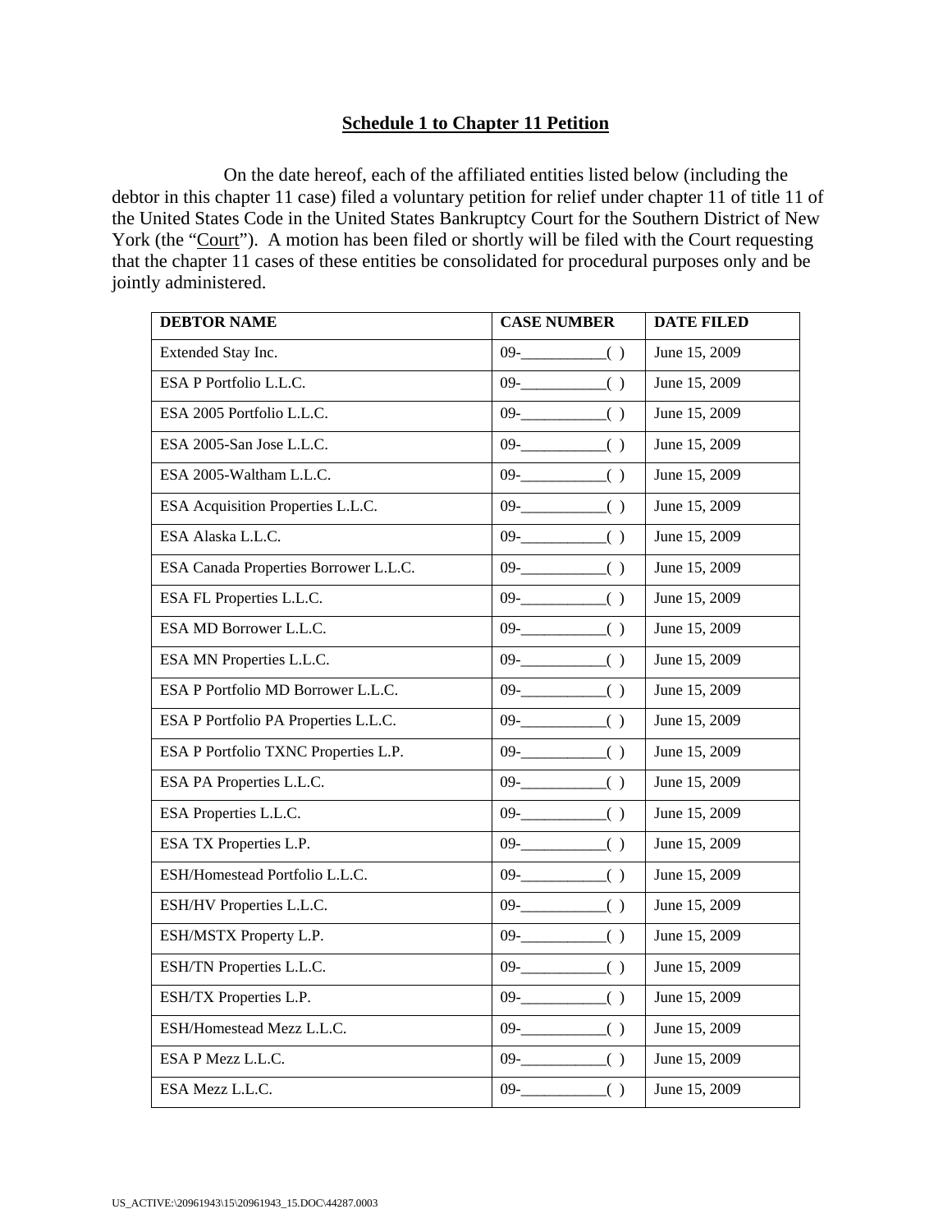**Schedule 1 to Chapter 11 Petition**

On the date hereof, each of the affiliated entities listed below (including the debtor in this chapter 11 case) filed a voluntary petition for relief under chapter 11 of title 11 of the United States Code in the United States Bankruptcy Court for the Southern District of New York (the "Court"). A motion has been filed or shortly will be filed with the Court requesting that the chapter 11 cases of these entities be consolidated for procedural purposes only and be jointly administered.

| DEBTOR NAME | CASE NUMBER | DATE FILED |
|---|---|---|
| Extended Stay Inc. | 09-___________( ) | June 15, 2009 |
| ESA P Portfolio L.L.C. | 09-___________( ) | June 15, 2009 |
| ESA 2005 Portfolio L.L.C. | 09-___________( ) | June 15, 2009 |
| ESA 2005-San Jose L.L.C. | 09-___________( ) | June 15, 2009 |
| ESA 2005-Waltham L.L.C. | 09-___________( ) | June 15, 2009 |
| ESA Acquisition Properties L.L.C. | 09-___________( ) | June 15, 2009 |
| ESA Alaska L.L.C. | 09-___________( ) | June 15, 2009 |
| ESA Canada Properties Borrower L.L.C. | 09-___________( ) | June 15, 2009 |
| ESA FL Properties L.L.C. | 09-___________( ) | June 15, 2009 |
| ESA MD Borrower L.L.C. | 09-___________( ) | June 15, 2009 |
| ESA MN Properties L.L.C. | 09-___________( ) | June 15, 2009 |
| ESA P Portfolio MD Borrower L.L.C. | 09-___________( ) | June 15, 2009 |
| ESA P Portfolio PA Properties L.L.C. | 09-___________( ) | June 15, 2009 |
| ESA P Portfolio TXNC Properties L.P. | 09-___________( ) | June 15, 2009 |
| ESA PA Properties L.L.C. | 09-___________( ) | June 15, 2009 |
| ESA Properties L.L.C. | 09-___________( ) | June 15, 2009 |
| ESA TX Properties L.P. | 09-___________( ) | June 15, 2009 |
| ESH/Homestead Portfolio L.L.C. | 09-___________( ) | June 15, 2009 |
| ESH/HV Properties L.L.C. | 09-___________( ) | June 15, 2009 |
| ESH/MSTX Property L.P. | 09-___________( ) | June 15, 2009 |
| ESH/TN Properties L.L.C. | 09-___________( ) | June 15, 2009 |
| ESH/TX Properties L.P. | 09-___________( ) | June 15, 2009 |
| ESH/Homestead Mezz L.L.C. | 09-___________( ) | June 15, 2009 |
| ESA P Mezz L.L.C. | 09-___________( ) | June 15, 2009 |
| ESA Mezz L.L.C. | 09-___________( ) | June 15, 2009 |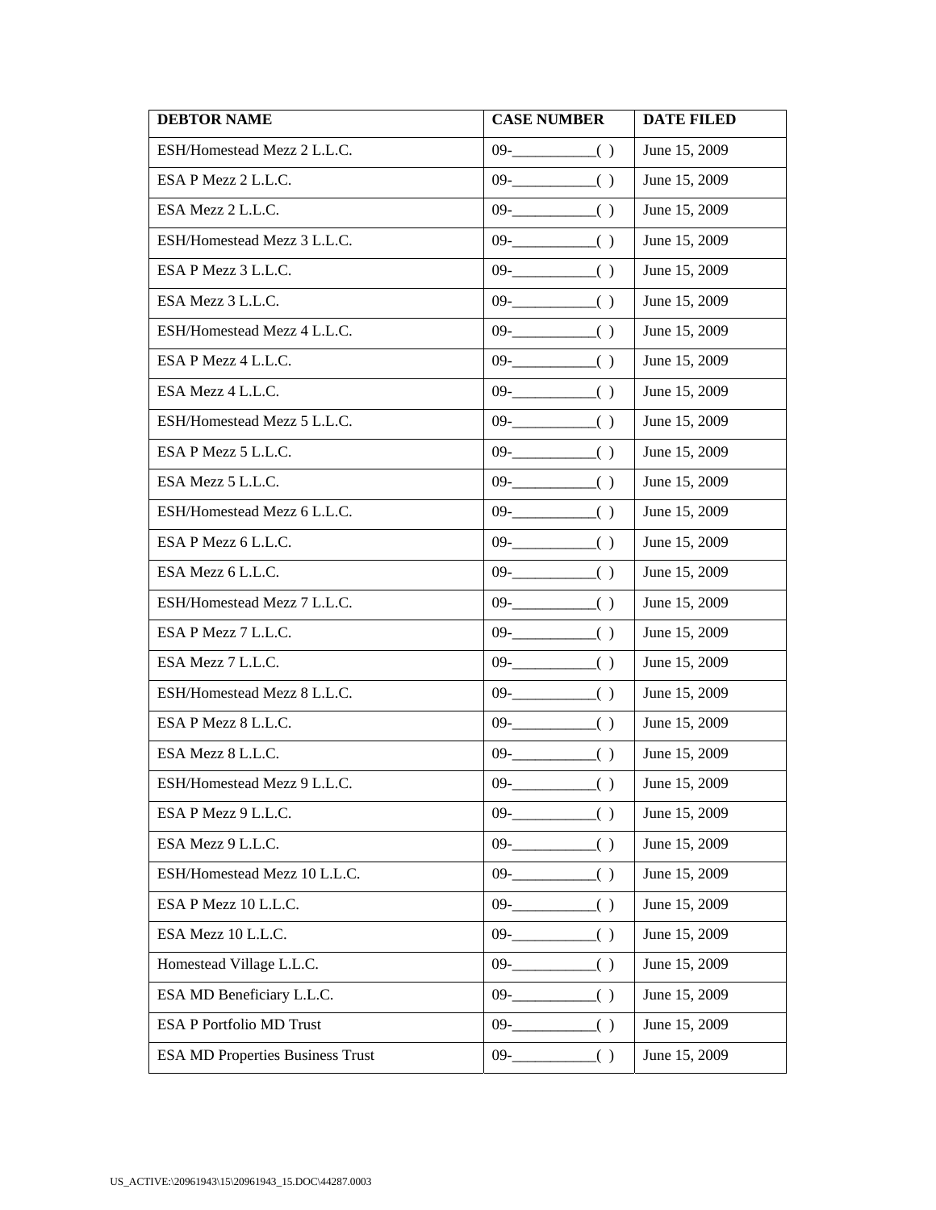| DEBTOR NAME | CASE NUMBER | DATE FILED |
|---|---|---|
| ESH/Homestead Mezz 2 L.L.C. | 09-___________( ) | June 15, 2009 |
| ESA P Mezz 2 L.L.C. | 09-___________( ) | June 15, 2009 |
| ESA Mezz 2 L.L.C. | 09-___________( ) | June 15, 2009 |
| ESH/Homestead Mezz 3 L.L.C. | 09-___________( ) | June 15, 2009 |
| ESA P Mezz 3 L.L.C. | 09-___________( ) | June 15, 2009 |
| ESA Mezz 3 L.L.C. | 09-___________( ) | June 15, 2009 |
| ESH/Homestead Mezz 4 L.L.C. | 09-___________( ) | June 15, 2009 |
| ESA P Mezz 4 L.L.C. | 09-___________( ) | June 15, 2009 |
| ESA Mezz 4 L.L.C. | 09-___________( ) | June 15, 2009 |
| ESH/Homestead Mezz 5 L.L.C. | 09-___________( ) | June 15, 2009 |
| ESA P Mezz 5 L.L.C. | 09-___________( ) | June 15, 2009 |
| ESA Mezz 5 L.L.C. | 09-___________( ) | June 15, 2009 |
| ESH/Homestead Mezz 6 L.L.C. | 09-___________( ) | June 15, 2009 |
| ESA P Mezz 6 L.L.C. | 09-___________( ) | June 15, 2009 |
| ESA Mezz 6 L.L.C. | 09-___________( ) | June 15, 2009 |
| ESH/Homestead Mezz 7 L.L.C. | 09-___________( ) | June 15, 2009 |
| ESA P Mezz 7 L.L.C. | 09-___________( ) | June 15, 2009 |
| ESA Mezz 7 L.L.C. | 09-___________( ) | June 15, 2009 |
| ESH/Homestead Mezz 8 L.L.C. | 09-___________( ) | June 15, 2009 |
| ESA P Mezz 8 L.L.C. | 09-___________( ) | June 15, 2009 |
| ESA Mezz 8 L.L.C. | 09-___________( ) | June 15, 2009 |
| ESH/Homestead Mezz 9 L.L.C. | 09-___________( ) | June 15, 2009 |
| ESA P Mezz 9 L.L.C. | 09-___________( ) | June 15, 2009 |
| ESA Mezz 9 L.L.C. | 09-___________( ) | June 15, 2009 |
| ESH/Homestead Mezz 10 L.L.C. | 09-___________( ) | June 15, 2009 |
| ESA P Mezz 10 L.L.C. | 09-___________( ) | June 15, 2009 |
| ESA Mezz 10 L.L.C. | 09-___________( ) | June 15, 2009 |
| Homestead Village L.L.C. | 09-___________( ) | June 15, 2009 |
| ESA MD Beneficiary L.L.C. | 09-___________( ) | June 15, 2009 |
| ESA P Portfolio MD Trust | 09-___________( ) | June 15, 2009 |
| ESA MD Properties Business Trust | 09-___________( ) | June 15, 2009 |

US_ACTIVE:\20961943\15\20961943_15.DOC\44287.0003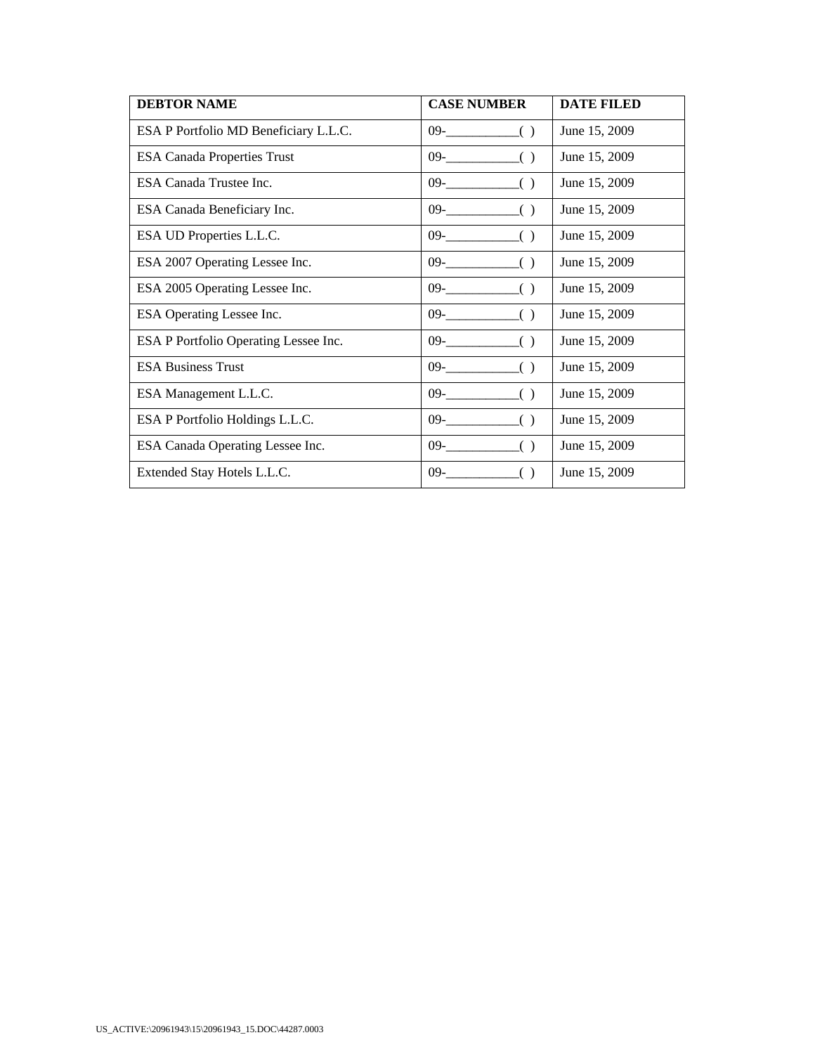| DEBTOR NAME | CASE NUMBER | DATE FILED |
| --- | --- | --- |
| ESA P Portfolio MD Beneficiary L.L.C. | 09-___________( ) | June 15, 2009 |
| ESA Canada Properties Trust | 09-___________( ) | June 15, 2009 |
| ESA Canada Trustee Inc. | 09-___________( ) | June 15, 2009 |
| ESA Canada Beneficiary Inc. | 09-___________( ) | June 15, 2009 |
| ESA UD Properties L.L.C. | 09-___________( ) | June 15, 2009 |
| ESA 2007 Operating Lessee Inc. | 09-___________( ) | June 15, 2009 |
| ESA 2005 Operating Lessee Inc. | 09-___________( ) | June 15, 2009 |
| ESA Operating Lessee Inc. | 09-___________( ) | June 15, 2009 |
| ESA P Portfolio Operating Lessee Inc. | 09-___________( ) | June 15, 2009 |
| ESA Business Trust | 09-___________( ) | June 15, 2009 |
| ESA Management L.L.C. | 09-___________( ) | June 15, 2009 |
| ESA P Portfolio Holdings L.L.C. | 09-___________( ) | June 15, 2009 |
| ESA Canada Operating Lessee Inc. | 09-___________( ) | June 15, 2009 |
| Extended Stay Hotels L.L.C. | 09-___________( ) | June 15, 2009 |

US_ACTIVE:\20961943\15\20961943_15.DOC\44287.0003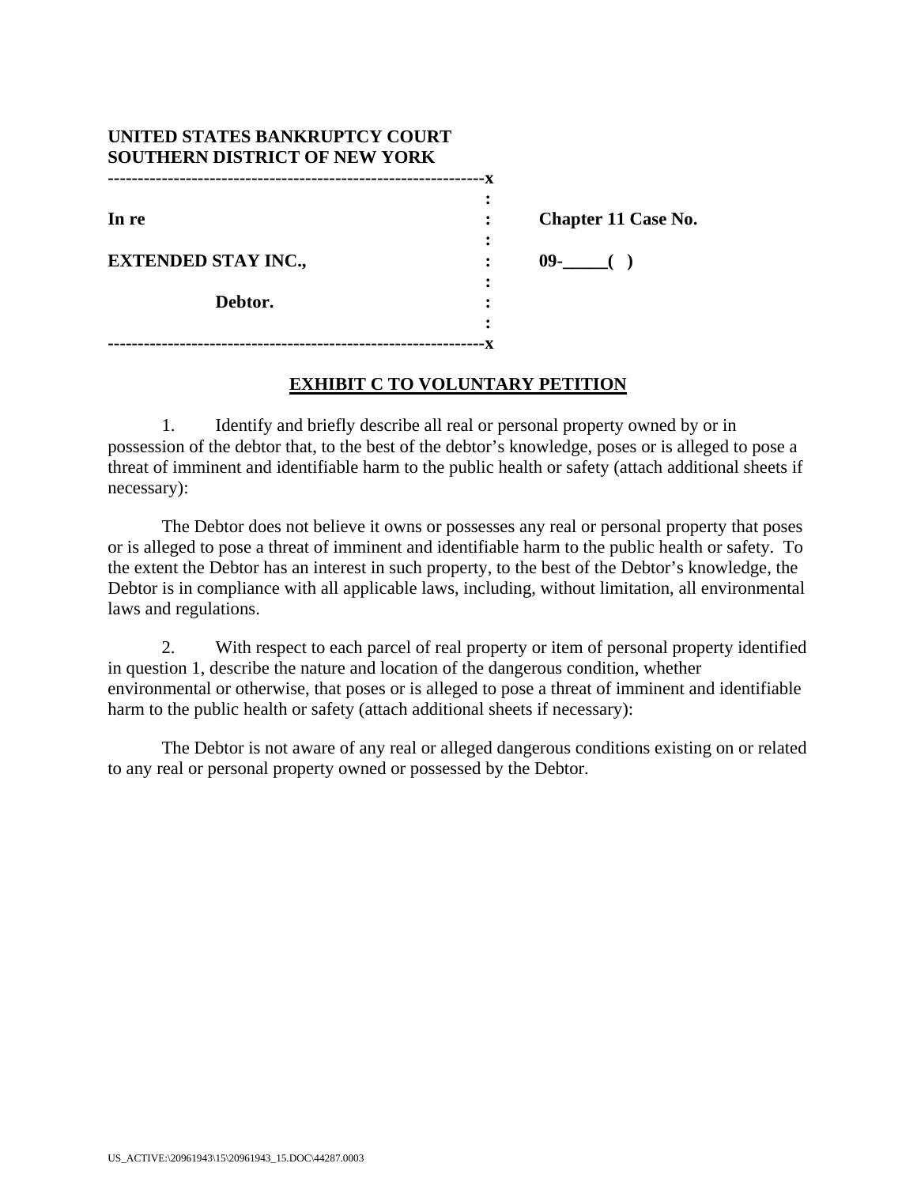**UNITED STATES BANKRUPTCY COURT**
**SOUTHERN DISTRICT OF NEW YORK**

| | | |
|---|---|---|
| **In re** | : | **Chapter 11 Case No.** |
| **EXTENDED STAY INC.,** | : | **09-_____( )** |
| **Debtor.** | : | |

## EXHIBIT C TO VOLUNTARY PETITION

1. Identify and briefly describe all real or personal property owned by or in possession of the debtor that, to the best of the debtor's knowledge, poses or is alleged to pose a threat of imminent and identifiable harm to the public health or safety (attach additional sheets if necessary):

The Debtor does not believe it owns or possesses any real or personal property that poses or is alleged to pose a threat of imminent and identifiable harm to the public health or safety. To the extent the Debtor has an interest in such property, to the best of the Debtor's knowledge, the Debtor is in compliance with all applicable laws, including, without limitation, all environmental laws and regulations.

2. With respect to each parcel of real property or item of personal property identified in question 1, describe the nature and location of the dangerous condition, whether environmental or otherwise, that poses or is alleged to pose a threat of imminent and identifiable harm to the public health or safety (attach additional sheets if necessary):

The Debtor is not aware of any real or alleged dangerous conditions existing on or related to any real or personal property owned or possessed by the Debtor.

US_ACTIVE:\20961943\15\20961943_15.DOC\44287.0003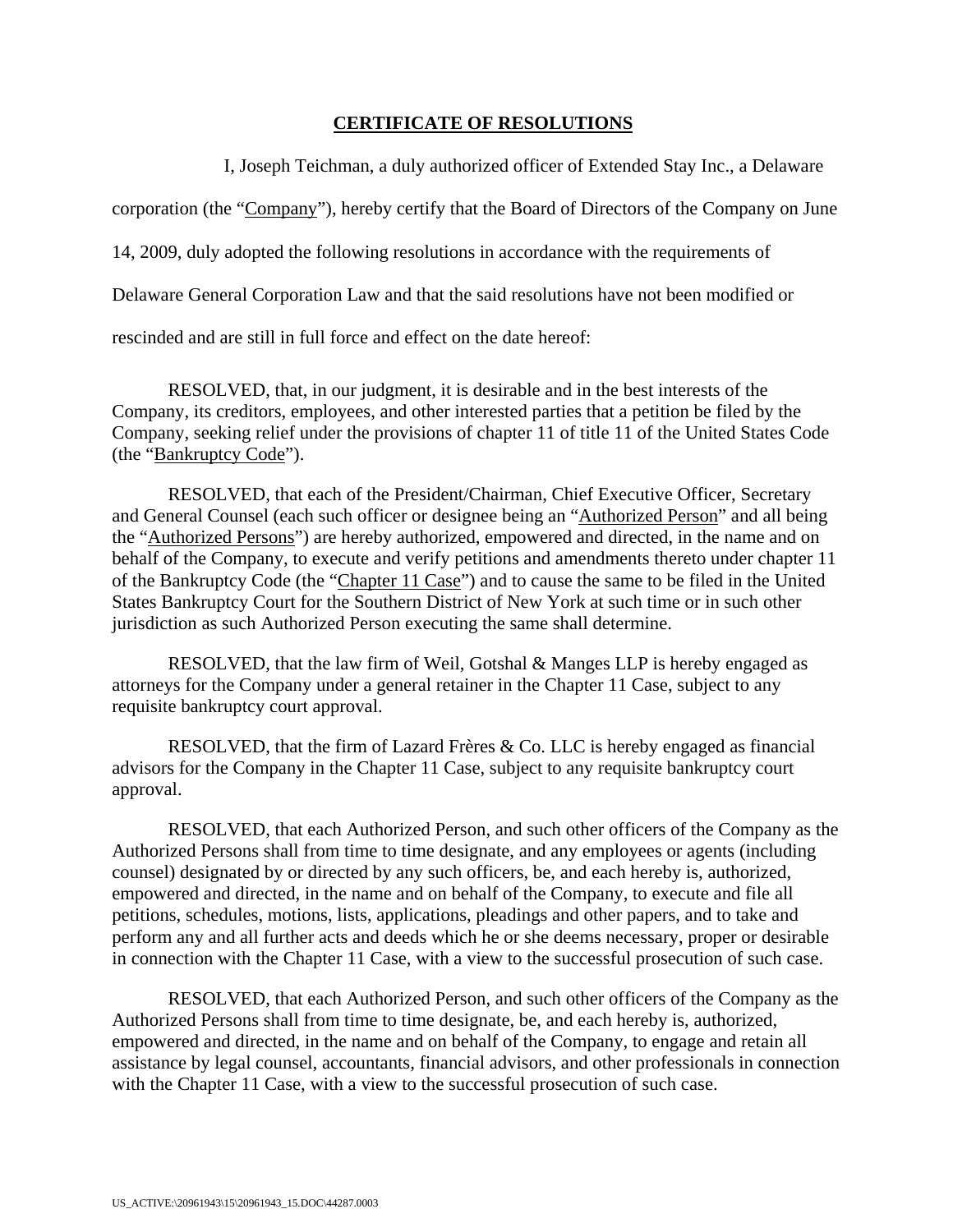## CERTIFICATE OF RESOLUTIONS

I, Joseph Teichman, a duly authorized officer of Extended Stay Inc., a Delaware corporation (the "Company"), hereby certify that the Board of Directors of the Company on June 14, 2009, duly adopted the following resolutions in accordance with the requirements of Delaware General Corporation Law and that the said resolutions have not been modified or rescinded and are still in full force and effect on the date hereof:

RESOLVED, that, in our judgment, it is desirable and in the best interests of the Company, its creditors, employees, and other interested parties that a petition be filed by the Company, seeking relief under the provisions of chapter 11 of title 11 of the United States Code (the "Bankruptcy Code").

RESOLVED, that each of the President/Chairman, Chief Executive Officer, Secretary and General Counsel (each such officer or designee being an "Authorized Person" and all being the "Authorized Persons") are hereby authorized, empowered and directed, in the name and on behalf of the Company, to execute and verify petitions and amendments thereto under chapter 11 of the Bankruptcy Code (the "Chapter 11 Case") and to cause the same to be filed in the United States Bankruptcy Court for the Southern District of New York at such time or in such other jurisdiction as such Authorized Person executing the same shall determine.

RESOLVED, that the law firm of Weil, Gotshal & Manges LLP is hereby engaged as attorneys for the Company under a general retainer in the Chapter 11 Case, subject to any requisite bankruptcy court approval.

RESOLVED, that the firm of Lazard Frères & Co. LLC is hereby engaged as financial advisors for the Company in the Chapter 11 Case, subject to any requisite bankruptcy court approval.

RESOLVED, that each Authorized Person, and such other officers of the Company as the Authorized Persons shall from time to time designate, and any employees or agents (including counsel) designated by or directed by any such officers, be, and each hereby is, authorized, empowered and directed, in the name and on behalf of the Company, to execute and file all petitions, schedules, motions, lists, applications, pleadings and other papers, and to take and perform any and all further acts and deeds which he or she deems necessary, proper or desirable in connection with the Chapter 11 Case, with a view to the successful prosecution of such case.

RESOLVED, that each Authorized Person, and such other officers of the Company as the Authorized Persons shall from time to time designate, be, and each hereby is, authorized, empowered and directed, in the name and on behalf of the Company, to engage and retain all assistance by legal counsel, accountants, financial advisors, and other professionals in connection with the Chapter 11 Case, with a view to the successful prosecution of such case.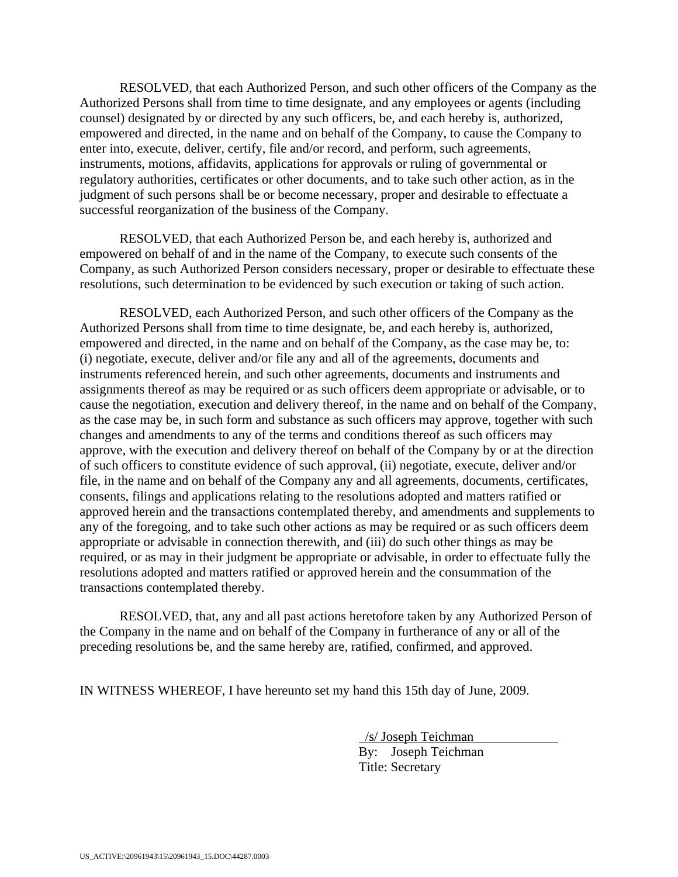RESOLVED, that each Authorized Person, and such other officers of the Company as the Authorized Persons shall from time to time designate, and any employees or agents (including counsel) designated by or directed by any such officers, be, and each hereby is, authorized, empowered and directed, in the name and on behalf of the Company, to cause the Company to enter into, execute, deliver, certify, file and/or record, and perform, such agreements, instruments, motions, affidavits, applications for approvals or ruling of governmental or regulatory authorities, certificates or other documents, and to take such other action, as in the judgment of such persons shall be or become necessary, proper and desirable to effectuate a successful reorganization of the business of the Company.

RESOLVED, that each Authorized Person be, and each hereby is, authorized and empowered on behalf of and in the name of the Company, to execute such consents of the Company, as such Authorized Person considers necessary, proper or desirable to effectuate these resolutions, such determination to be evidenced by such execution or taking of such action.

RESOLVED, each Authorized Person, and such other officers of the Company as the Authorized Persons shall from time to time designate, be, and each hereby is, authorized, empowered and directed, in the name and on behalf of the Company, as the case may be, to: (i) negotiate, execute, deliver and/or file any and all of the agreements, documents and instruments referenced herein, and such other agreements, documents and instruments and assignments thereof as may be required or as such officers deem appropriate or advisable, or to cause the negotiation, execution and delivery thereof, in the name and on behalf of the Company, as the case may be, in such form and substance as such officers may approve, together with such changes and amendments to any of the terms and conditions thereof as such officers may approve, with the execution and delivery thereof on behalf of the Company by or at the direction of such officers to constitute evidence of such approval, (ii) negotiate, execute, deliver and/or file, in the name and on behalf of the Company any and all agreements, documents, certificates, consents, filings and applications relating to the resolutions adopted and matters ratified or approved herein and the transactions contemplated thereby, and amendments and supplements to any of the foregoing, and to take such other actions as may be required or as such officers deem appropriate or advisable in connection therewith, and (iii) do such other things as may be required, or as may in their judgment be appropriate or advisable, in order to effectuate fully the resolutions adopted and matters ratified or approved herein and the consummation of the transactions contemplated thereby.

RESOLVED, that, any and all past actions heretofore taken by any Authorized Person of the Company in the name and on behalf of the Company in furtherance of any or all of the preceding resolutions be, and the same hereby are, ratified, confirmed, and approved.

IN WITNESS WHEREOF, I have hereunto set my hand this 15th day of June, 2009.

/s/ Joseph Teichman
By: Joseph Teichman
Title: Secretary

US_ACTIVE:\20961943\15\20961943_15.DOC\44287.0003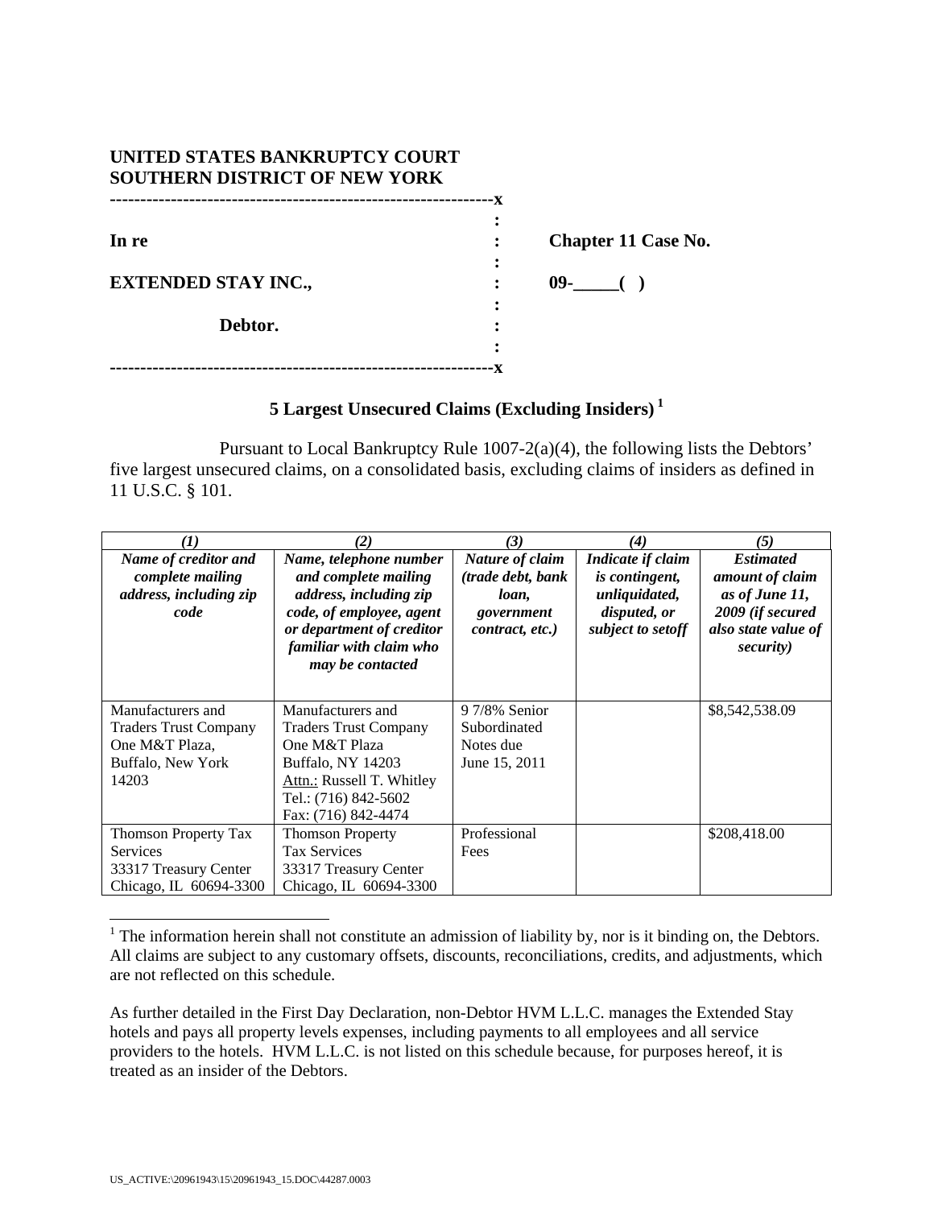**UNITED STATES BANKRUPTCY COURT**
**SOUTHERN DISTRICT OF NEW YORK**

```
---------------------------------------------------------------x
                                                              :
In re                                                         :      Chapter 11 Case No.
                                                              :
EXTENDED STAY INC.,                                           :      09-_____(  )
                                                              :
              Debtor.                                         :
                                                              :
---------------------------------------------------------------x
```

## 5 Largest Unsecured Claims (Excluding Insiders) [1]

Pursuant to Local Bankruptcy Rule 1007-2(a)(4), the following lists the Debtors' five largest unsecured claims, on a consolidated basis, excluding claims of insiders as defined in 11 U.S.C. § 101.

| *(1)* | *(2)* | *(3)* | *(4)* | *(5)* |
|---|---|---|---|---|
| ***Name of creditor and complete mailing address, including zip code*** | ***Name, telephone number and complete mailing address, including zip code, of employee, agent or department of creditor familiar with claim who may be contacted*** | ***Nature of claim (trade debt, bank loan, government contract, etc.)*** | ***Indicate if claim is contingent, unliquidated, disputed, or subject to setoff*** | ***Estimated amount of claim as of June 11, 2009 (if secured also state value of security)*** |
| Manufacturers and Traders Trust Company One M&T Plaza, Buffalo, New York 14203 | Manufacturers and Traders Trust Company One M&T Plaza Buffalo, NY 14203 Attn.: Russell T. Whitley Tel.: (716) 842-5602 Fax: (716) 842-4474 | 9 7/8% Senior Subordinated Notes due June 15, 2011 | | $8,542,538.09 |
| Thomson Property Tax Services 33317 Treasury Center Chicago, IL 60694-3300 | Thomson Property Tax Services 33317 Treasury Center Chicago, IL 60694-3300 | Professional Fees | | $208,418.00 |

[1] The information herein shall not constitute an admission of liability by, nor is it binding on, the Debtors. All claims are subject to any customary offsets, discounts, reconciliations, credits, and adjustments, which are not reflected on this schedule.

As further detailed in the First Day Declaration, non-Debtor HVM L.L.C. manages the Extended Stay hotels and pays all property levels expenses, including payments to all employees and all service providers to the hotels. HVM L.L.C. is not listed on this schedule because, for purposes hereof, it is treated as an insider of the Debtors.

US_ACTIVE:\20961943\15\20961943_15.DOC\44287.0003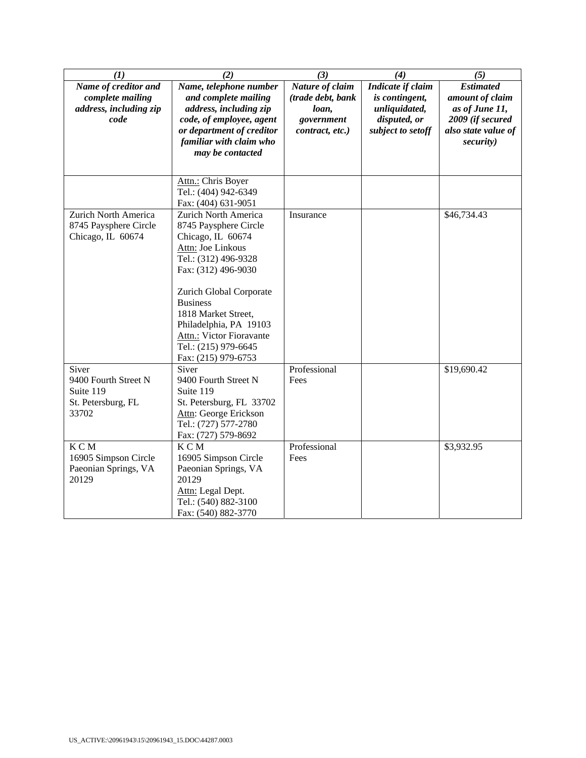| (1) | (2) | (3) | (4) | (5) |
|---|---|---|---|---|
| ***Name of creditor and complete mailing address, including zip code*** | ***Name, telephone number and complete mailing address, including zip code, of employee, agent or department of creditor familiar with claim who may be contacted*** | ***Nature of claim (trade debt, bank loan, government contract, etc.)*** | ***Indicate if claim is contingent, unliquidated, disputed, or subject to setoff*** | ***Estimated amount of claim as of June 11, 2009 (if secured also state value of security)*** |
| | Attn.: Chris Boyer<br>Tel.: (404) 942-6349<br>Fax: (404) 631-9051 | | | |
| Zurich North America<br>8745 Paysphere Circle<br>Chicago, IL 60674 | Zurich North America<br>8745 Paysphere Circle<br>Chicago, IL 60674<br>Attn: Joe Linkous<br>Tel.: (312) 496-9328<br>Fax: (312) 496-9030<br><br>Zurich Global Corporate Business<br>1818 Market Street,<br>Philadelphia, PA 19103<br>Attn.: Victor Fioravante<br>Tel.: (215) 979-6645<br>Fax: (215) 979-6753 | Insurance | | $46,734.43 |
| Siver<br>9400 Fourth Street N<br>Suite 119<br>St. Petersburg, FL 33702 | Siver<br>9400 Fourth Street N<br>Suite 119<br>St. Petersburg, FL 33702<br>Attn: George Erickson<br>Tel.: (727) 577-2780<br>Fax: (727) 579-8692 | Professional Fees | | $19,690.42 |
| K C M<br>16905 Simpson Circle<br>Paeonian Springs, VA 20129 | K C M<br>16905 Simpson Circle<br>Paeonian Springs, VA 20129<br>Attn: Legal Dept.<br>Tel.: (540) 882-3100<br>Fax: (540) 882-3770 | Professional Fees | | $3,932.95 |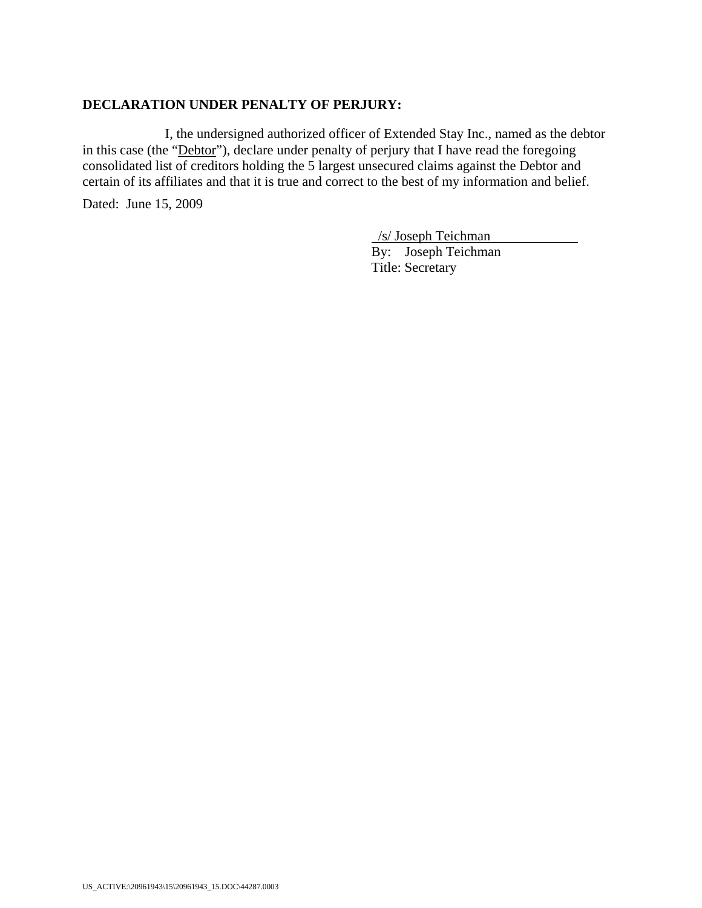**DECLARATION UNDER PENALTY OF PERJURY:**

I, the undersigned authorized officer of Extended Stay Inc., named as the debtor in this case (the "Debtor"), declare under penalty of perjury that I have read the foregoing consolidated list of creditors holding the 5 largest unsecured claims against the Debtor and certain of its affiliates and that it is true and correct to the best of my information and belief.

Dated: June 15, 2009

/s/ Joseph Teichman
By: Joseph Teichman
Title: Secretary

US_ACTIVE:\20961943\15\20961943_15.DOC\44287.0003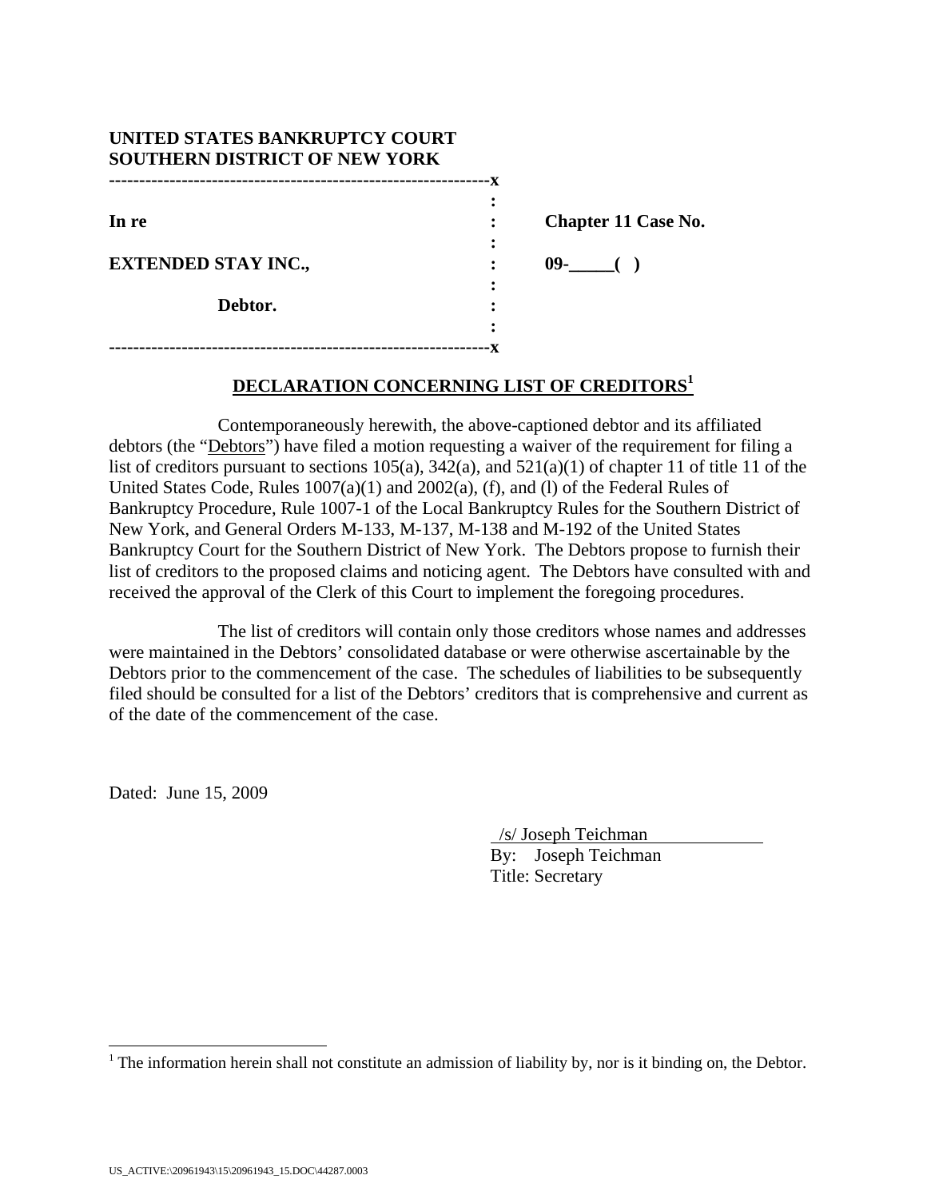**UNITED STATES BANKRUPTCY COURT**
**SOUTHERN DISTRICT OF NEW YORK**

| | | |
|---|---|---|
| **In re** | : | **Chapter 11 Case No.** |
| **EXTENDED STAY INC.,** | : | **09-\_\_\_\_\_( )** |
| **Debtor.** | : | |

## DECLARATION CONCERNING LIST OF CREDITORS[1]

Contemporaneously herewith, the above-captioned debtor and its affiliated debtors (the "Debtors") have filed a motion requesting a waiver of the requirement for filing a list of creditors pursuant to sections 105(a), 342(a), and 521(a)(1) of chapter 11 of title 11 of the United States Code, Rules 1007(a)(1) and 2002(a), (f), and (l) of the Federal Rules of Bankruptcy Procedure, Rule 1007-1 of the Local Bankruptcy Rules for the Southern District of New York, and General Orders M-133, M-137, M-138 and M-192 of the United States Bankruptcy Court for the Southern District of New York. The Debtors propose to furnish their list of creditors to the proposed claims and noticing agent. The Debtors have consulted with and received the approval of the Clerk of this Court to implement the foregoing procedures.

The list of creditors will contain only those creditors whose names and addresses were maintained in the Debtors' consolidated database or were otherwise ascertainable by the Debtors prior to the commencement of the case. The schedules of liabilities to be subsequently filed should be consulted for a list of the Debtors' creditors that is comprehensive and current as of the date of the commencement of the case.

Dated: June 15, 2009

/s/ Joseph Teichman
By: Joseph Teichman
Title: Secretary

[1] The information herein shall not constitute an admission of liability by, nor is it binding on, the Debtor.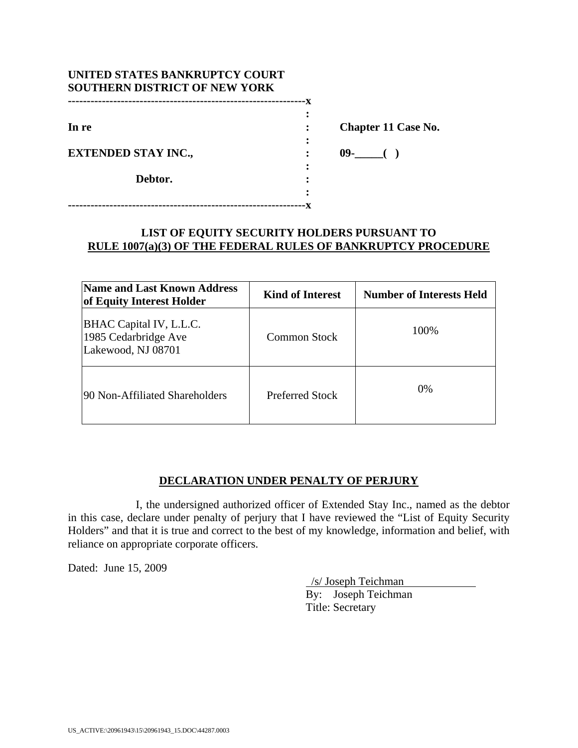**UNITED STATES BANKRUPTCY COURT**
**SOUTHERN DISTRICT OF NEW YORK**

```
---------------------------------------------------------------x
                                                               :
In re                                                          :     Chapter 11 Case No.
                                                               :
EXTENDED STAY INC.,                                            :     09-_____(  )
                                                               :
              Debtor.                                          :
                                                               :
---------------------------------------------------------------x
```

## LIST OF EQUITY SECURITY HOLDERS PURSUANT TO RULE 1007(a)(3) OF THE FEDERAL RULES OF BANKRUPTCY PROCEDURE

| Name and Last Known Address of Equity Interest Holder | Kind of Interest | Number of Interests Held |
|---|---|---|
| BHAC Capital IV, L.L.C.<br>1985 Cedarbridge Ave<br>Lakewood, NJ 08701 | Common Stock | 100% |
| 90 Non-Affiliated Shareholders | Preferred Stock | 0% |

## DECLARATION UNDER PENALTY OF PERJURY

I, the undersigned authorized officer of Extended Stay Inc., named as the debtor in this case, declare under penalty of perjury that I have reviewed the "List of Equity Security Holders" and that it is true and correct to the best of my knowledge, information and belief, with reliance on appropriate corporate officers.

Dated: June 15, 2009

/s/ Joseph Teichman
By: Joseph Teichman
Title: Secretary

US_ACTIVE:\20961943\15\20961943_15.DOC\44287.0003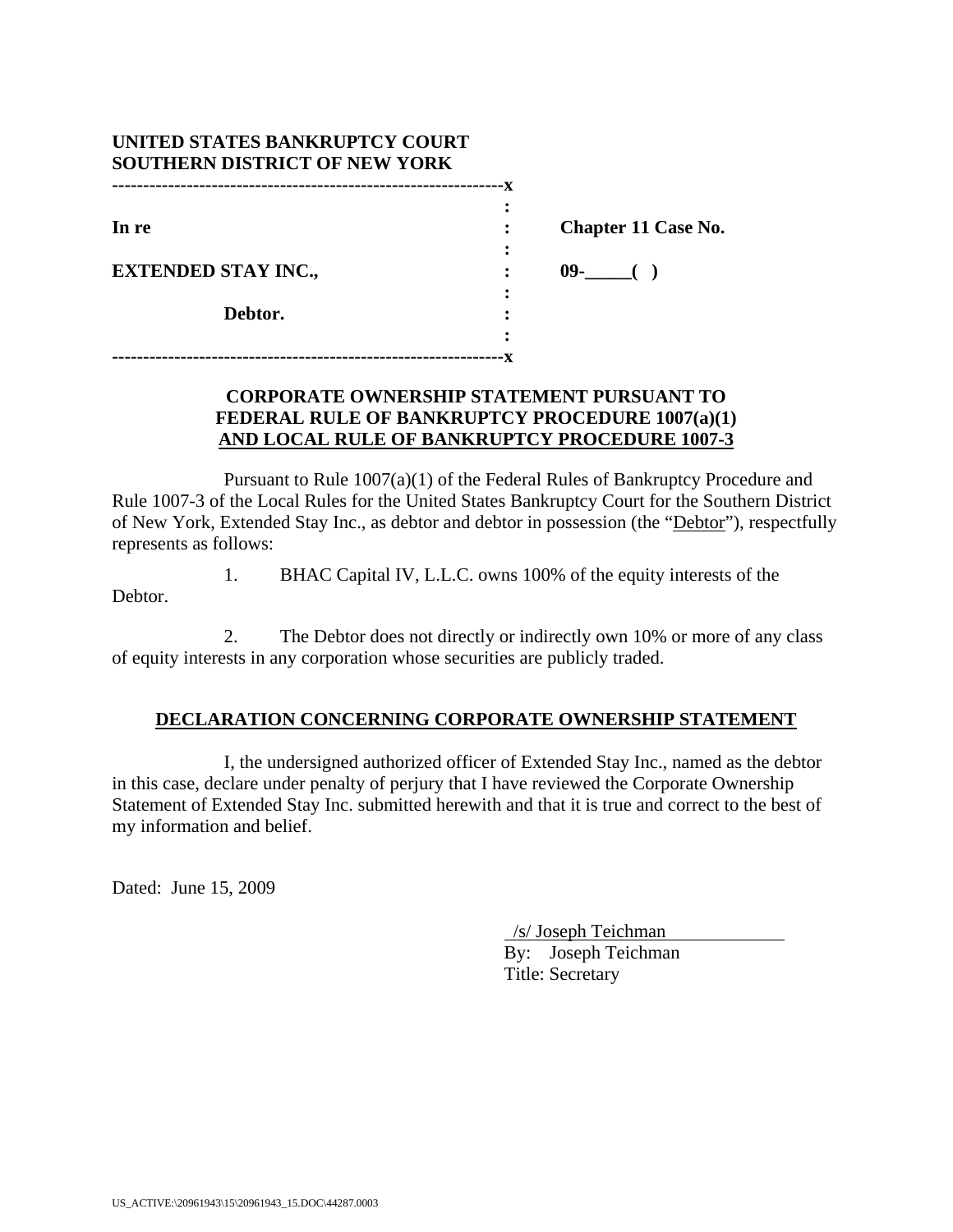**UNITED STATES BANKRUPTCY COURT**
**SOUTHERN DISTRICT OF NEW YORK**

| | | |
|---|---|---|
| **In re** | : | **Chapter 11 Case No.** |
| **EXTENDED STAY INC.,** | : | **09-\_\_\_\_\_( )** |
| **Debtor.** | : | |

**CORPORATE OWNERSHIP STATEMENT PURSUANT TO FEDERAL RULE OF BANKRUPTCY PROCEDURE 1007(a)(1) AND LOCAL RULE OF BANKRUPTCY PROCEDURE 1007-3**

Pursuant to Rule 1007(a)(1) of the Federal Rules of Bankruptcy Procedure and Rule 1007-3 of the Local Rules for the United States Bankruptcy Court for the Southern District of New York, Extended Stay Inc., as debtor and debtor in possession (the "Debtor"), respectfully represents as follows:

1. BHAC Capital IV, L.L.C. owns 100% of the equity interests of the Debtor.

2. The Debtor does not directly or indirectly own 10% or more of any class of equity interests in any corporation whose securities are publicly traded.

**DECLARATION CONCERNING CORPORATE OWNERSHIP STATEMENT**

I, the undersigned authorized officer of Extended Stay Inc., named as the debtor in this case, declare under penalty of perjury that I have reviewed the Corporate Ownership Statement of Extended Stay Inc. submitted herewith and that it is true and correct to the best of my information and belief.

Dated: June 15, 2009

/s/ Joseph Teichman
By: Joseph Teichman
Title: Secretary

US_ACTIVE:\20961943\15\20961943_15.DOC\44287.0003